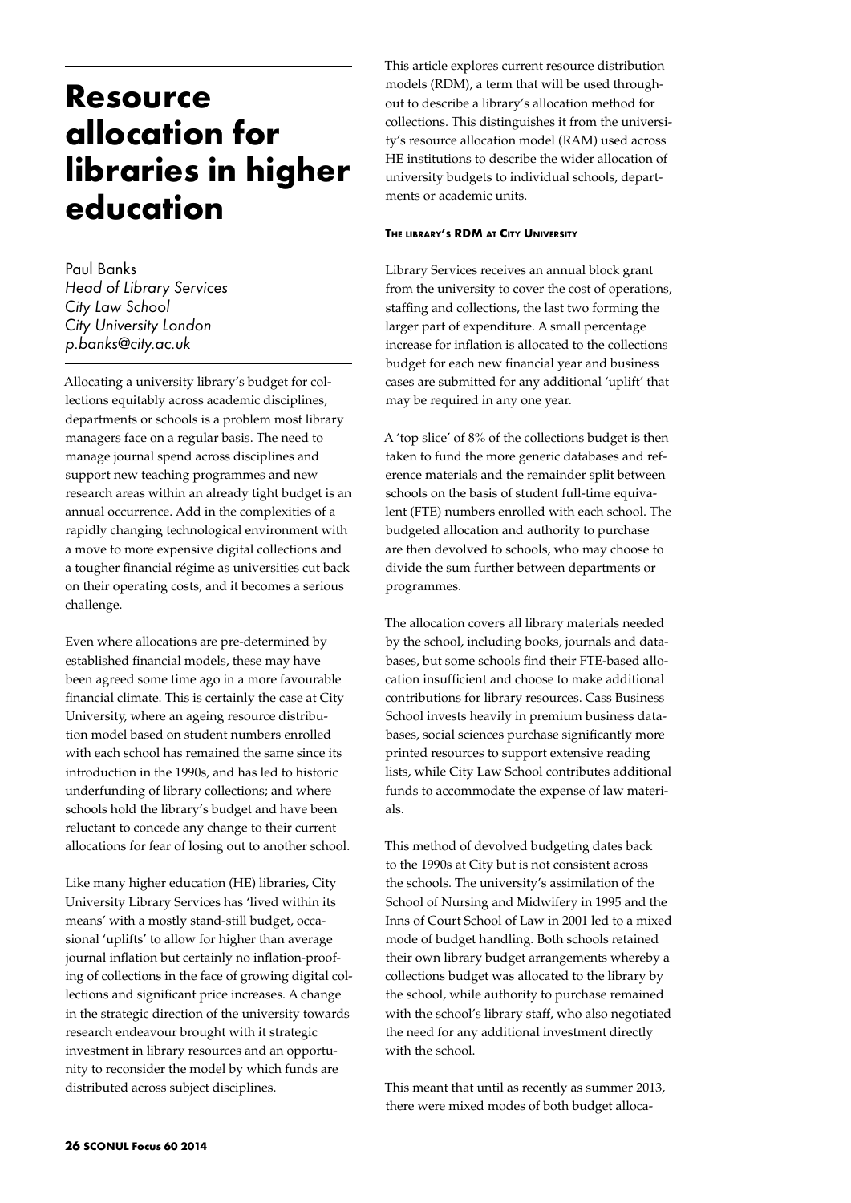# Resource allocation for libraries in higher education

Paul Banks
*Head of Library Services*
*City Law School*
*City University London*
*p.banks@city.ac.uk*

Allocating a university library's budget for collections equitably across academic disciplines, departments or schools is a problem most library managers face on a regular basis. The need to manage journal spend across disciplines and support new teaching programmes and new research areas within an already tight budget is an annual occurrence. Add in the complexities of a rapidly changing technological environment with a move to more expensive digital collections and a tougher financial régime as universities cut back on their operating costs, and it becomes a serious challenge.

Even where allocations are pre-determined by established financial models, these may have been agreed some time ago in a more favourable financial climate. This is certainly the case at City University, where an ageing resource distribution model based on student numbers enrolled with each school has remained the same since its introduction in the 1990s, and has led to historic underfunding of library collections; and where schools hold the library's budget and have been reluctant to concede any change to their current allocations for fear of losing out to another school.

Like many higher education (HE) libraries, City University Library Services has 'lived within its means' with a mostly stand-still budget, occasional 'uplifts' to allow for higher than average journal inflation but certainly no inflation-proofing of collections in the face of growing digital collections and significant price increases. A change in the strategic direction of the university towards research endeavour brought with it strategic investment in library resources and an opportunity to reconsider the model by which funds are distributed across subject disciplines.

This article explores current resource distribution models (RDM), a term that will be used throughout to describe a library's allocation method for collections. This distinguishes it from the university's resource allocation model (RAM) used across HE institutions to describe the wider allocation of university budgets to individual schools, departments or academic units.

#### The library's RDM at City University

Library Services receives an annual block grant from the university to cover the cost of operations, staffing and collections, the last two forming the larger part of expenditure. A small percentage increase for inflation is allocated to the collections budget for each new financial year and business cases are submitted for any additional 'uplift' that may be required in any one year.

A 'top slice' of 8% of the collections budget is then taken to fund the more generic databases and reference materials and the remainder split between schools on the basis of student full-time equivalent (FTE) numbers enrolled with each school. The budgeted allocation and authority to purchase are then devolved to schools, who may choose to divide the sum further between departments or programmes.

The allocation covers all library materials needed by the school, including books, journals and databases, but some schools find their FTE-based allocation insufficient and choose to make additional contributions for library resources. Cass Business School invests heavily in premium business databases, social sciences purchase significantly more printed resources to support extensive reading lists, while City Law School contributes additional funds to accommodate the expense of law materials.

This method of devolved budgeting dates back to the 1990s at City but is not consistent across the schools. The university's assimilation of the School of Nursing and Midwifery in 1995 and the Inns of Court School of Law in 2001 led to a mixed mode of budget handling. Both schools retained their own library budget arrangements whereby a collections budget was allocated to the library by the school, while authority to purchase remained with the school's library staff, who also negotiated the need for any additional investment directly with the school.

This meant that until as recently as summer 2013, there were mixed modes of both budget alloca-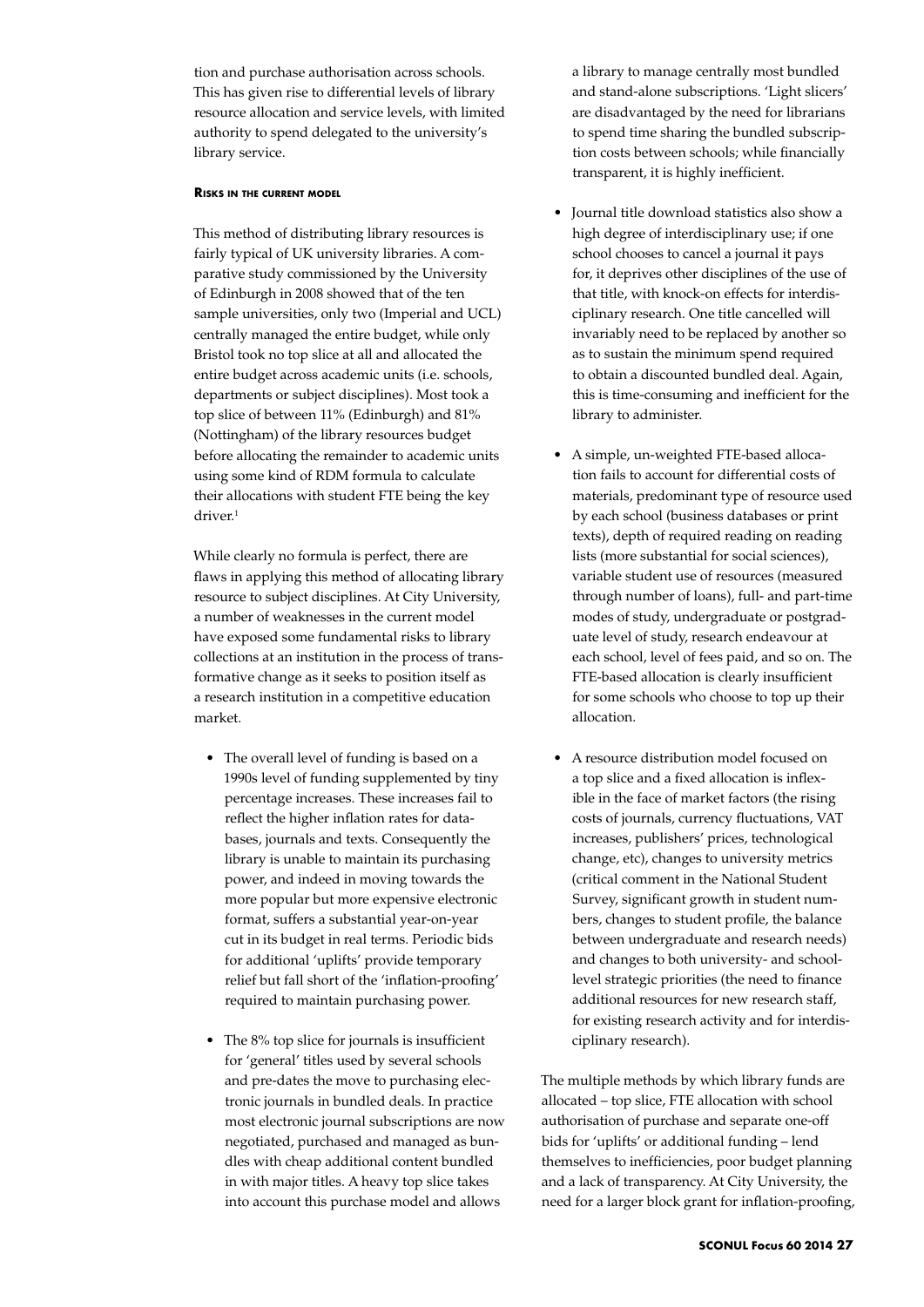tion and purchase authorisation across schools. This has given rise to differential levels of library resource allocation and service levels, with limited authority to spend delegated to the university's library service.

#### Risks in the current model

This method of distributing library resources is fairly typical of UK university libraries. A comparative study commissioned by the University of Edinburgh in 2008 showed that of the ten sample universities, only two (Imperial and UCL) centrally managed the entire budget, while only Bristol took no top slice at all and allocated the entire budget across academic units (i.e. schools, departments or subject disciplines). Most took a top slice of between 11% (Edinburgh) and 81% (Nottingham) of the library resources budget before allocating the remainder to academic units using some kind of RDM formula to calculate their allocations with student FTE being the key driver.[1]

While clearly no formula is perfect, there are flaws in applying this method of allocating library resource to subject disciplines. At City University, a number of weaknesses in the current model have exposed some fundamental risks to library collections at an institution in the process of transformative change as it seeks to position itself as a research institution in a competitive education market.

- The overall level of funding is based on a 1990s level of funding supplemented by tiny percentage increases. These increases fail to reflect the higher inflation rates for databases, journals and texts. Consequently the library is unable to maintain its purchasing power, and indeed in moving towards the more popular but more expensive electronic format, suffers a substantial year-on-year cut in its budget in real terms. Periodic bids for additional 'uplifts' provide temporary relief but fall short of the 'inflation-proofing' required to maintain purchasing power.
- The 8% top slice for journals is insufficient for 'general' titles used by several schools and pre-dates the move to purchasing electronic journals in bundled deals. In practice most electronic journal subscriptions are now negotiated, purchased and managed as bundles with cheap additional content bundled in with major titles. A heavy top slice takes into account this purchase model and allows a library to manage centrally most bundled and stand-alone subscriptions. 'Light slicers' are disadvantaged by the need for librarians to spend time sharing the bundled subscription costs between schools; while financially transparent, it is highly inefficient.
- Journal title download statistics also show a high degree of interdisciplinary use; if one school chooses to cancel a journal it pays for, it deprives other disciplines of the use of that title, with knock-on effects for interdisciplinary research. One title cancelled will invariably need to be replaced by another so as to sustain the minimum spend required to obtain a discounted bundled deal. Again, this is time-consuming and inefficient for the library to administer.
- A simple, un-weighted FTE-based allocation fails to account for differential costs of materials, predominant type of resource used by each school (business databases or print texts), depth of required reading on reading lists (more substantial for social sciences), variable student use of resources (measured through number of loans), full- and part-time modes of study, undergraduate or postgraduate level of study, research endeavour at each school, level of fees paid, and so on. The FTE-based allocation is clearly insufficient for some schools who choose to top up their allocation.
- A resource distribution model focused on a top slice and a fixed allocation is inflexible in the face of market factors (the rising costs of journals, currency fluctuations, VAT increases, publishers' prices, technological change, etc), changes to university metrics (critical comment in the National Student Survey, significant growth in student numbers, changes to student profile, the balance between undergraduate and research needs) and changes to both university- and school-level strategic priorities (the need to finance additional resources for new research staff, for existing research activity and for interdisciplinary research).

The multiple methods by which library funds are allocated – top slice, FTE allocation with school authorisation of purchase and separate one-off bids for 'uplifts' or additional funding – lend themselves to inefficiencies, poor budget planning and a lack of transparency. At City University, the need for a larger block grant for inflation-proofing,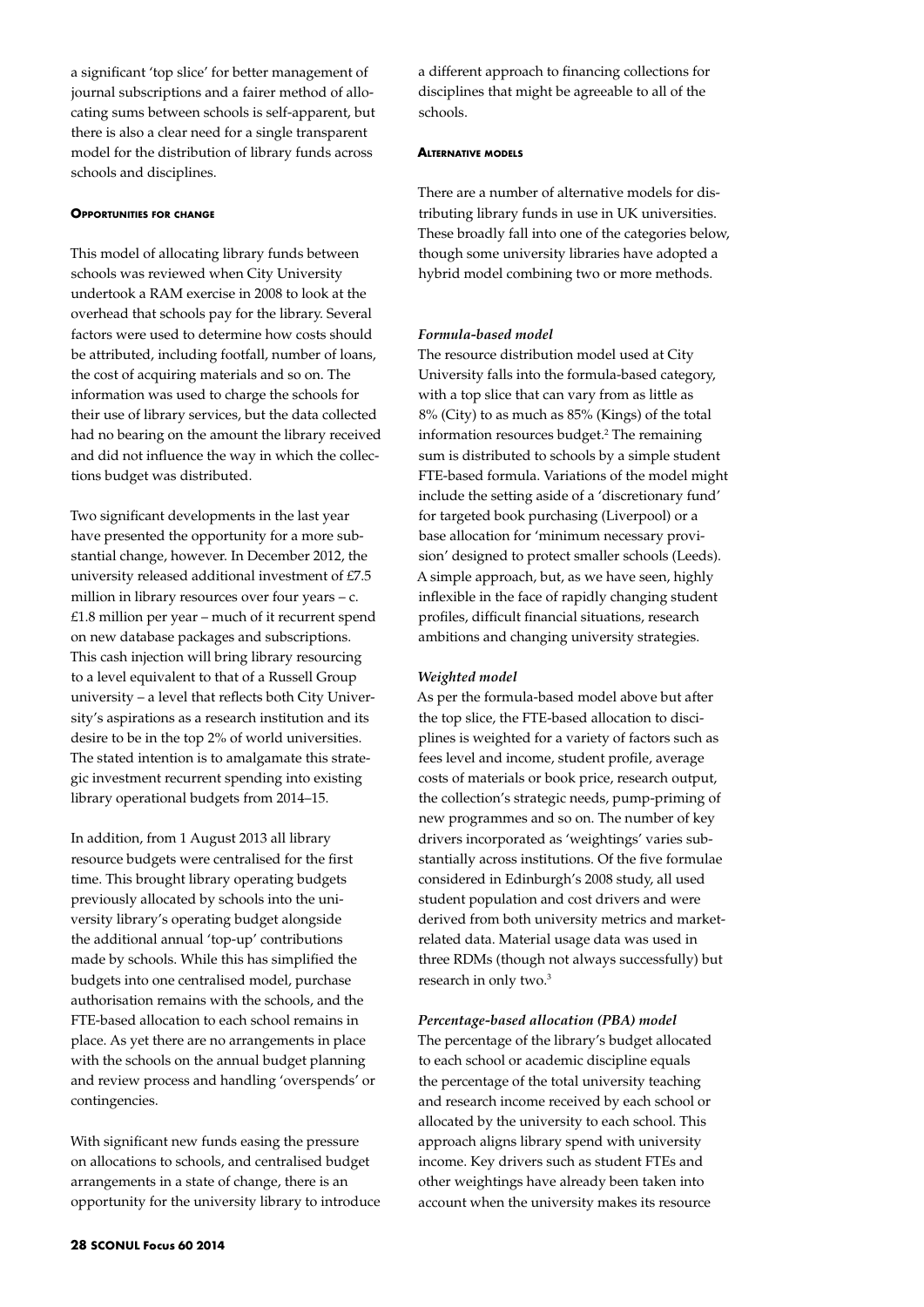a significant 'top slice' for better management of journal subscriptions and a fairer method of allocating sums between schools is self-apparent, but there is also a clear need for a single transparent model for the distribution of library funds across schools and disciplines.

### Opportunities for change

This model of allocating library funds between schools was reviewed when City University undertook a RAM exercise in 2008 to look at the overhead that schools pay for the library. Several factors were used to determine how costs should be attributed, including footfall, number of loans, the cost of acquiring materials and so on. The information was used to charge the schools for their use of library services, but the data collected had no bearing on the amount the library received and did not influence the way in which the collections budget was distributed.

Two significant developments in the last year have presented the opportunity for a more substantial change, however. In December 2012, the university released additional investment of £7.5 million in library resources over four years – c. £1.8 million per year – much of it recurrent spend on new database packages and subscriptions. This cash injection will bring library resourcing to a level equivalent to that of a Russell Group university – a level that reflects both City University's aspirations as a research institution and its desire to be in the top 2% of world universities. The stated intention is to amalgamate this strategic investment recurrent spending into existing library operational budgets from 2014–15.

In addition, from 1 August 2013 all library resource budgets were centralised for the first time. This brought library operating budgets previously allocated by schools into the university library's operating budget alongside the additional annual 'top-up' contributions made by schools. While this has simplified the budgets into one centralised model, purchase authorisation remains with the schools, and the FTE-based allocation to each school remains in place. As yet there are no arrangements in place with the schools on the annual budget planning and review process and handling 'overspends' or contingencies.

With significant new funds easing the pressure on allocations to schools, and centralised budget arrangements in a state of change, there is an opportunity for the university library to introduce a different approach to financing collections for disciplines that might be agreeable to all of the schools.

### Alternative models

There are a number of alternative models for distributing library funds in use in UK universities. These broadly fall into one of the categories below, though some university libraries have adopted a hybrid model combining two or more methods.

***Formula-based model***

The resource distribution model used at City University falls into the formula-based category, with a top slice that can vary from as little as 8% (City) to as much as 85% (Kings) of the total information resources budget.[2] The remaining sum is distributed to schools by a simple student FTE-based formula. Variations of the model might include the setting aside of a 'discretionary fund' for targeted book purchasing (Liverpool) or a base allocation for 'minimum necessary provision' designed to protect smaller schools (Leeds). A simple approach, but, as we have seen, highly inflexible in the face of rapidly changing student profiles, difficult financial situations, research ambitions and changing university strategies.

***Weighted model***

As per the formula-based model above but after the top slice, the FTE-based allocation to disciplines is weighted for a variety of factors such as fees level and income, student profile, average costs of materials or book price, research output, the collection's strategic needs, pump-priming of new programmes and so on. The number of key drivers incorporated as 'weightings' varies substantially across institutions. Of the five formulae considered in Edinburgh's 2008 study, all used student population and cost drivers and were derived from both university metrics and market-related data. Material usage data was used in three RDMs (though not always successfully) but research in only two.[3]

***Percentage-based allocation (PBA) model***

The percentage of the library's budget allocated to each school or academic discipline equals the percentage of the total university teaching and research income received by each school or allocated by the university to each school. This approach aligns library spend with university income. Key drivers such as student FTEs and other weightings have already been taken into account when the university makes its resource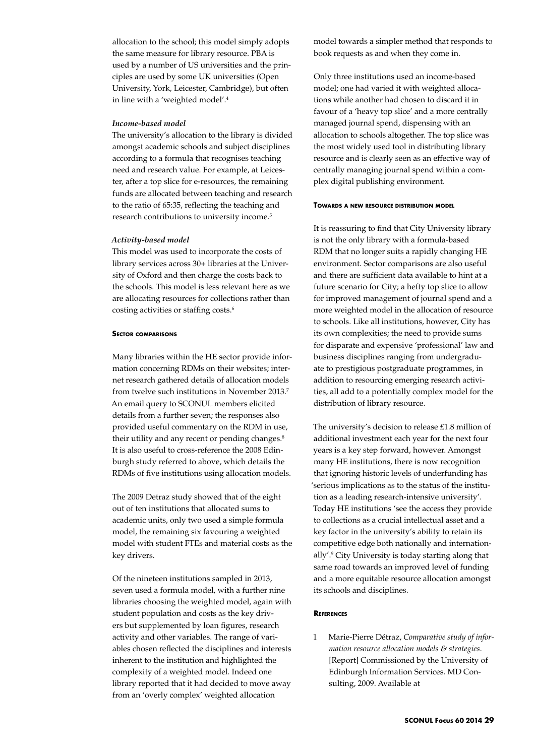allocation to the school; this model simply adopts the same measure for library resource. PBA is used by a number of US universities and the principles are used by some UK universities (Open University, York, Leicester, Cambridge), but often in line with a 'weighted model'.[4]

***Income-based model***

The university's allocation to the library is divided amongst academic schools and subject disciplines according to a formula that recognises teaching need and research value. For example, at Leicester, after a top slice for e-resources, the remaining funds are allocated between teaching and research to the ratio of 65:35, reflecting the teaching and research contributions to university income.[5]

***Activity-based model***

This model was used to incorporate the costs of library services across 30+ libraries at the University of Oxford and then charge the costs back to the schools. This model is less relevant here as we are allocating resources for collections rather than costing activities or staffing costs.[6]

## Sector comparisons

Many libraries within the HE sector provide information concerning RDMs on their websites; internet research gathered details of allocation models from twelve such institutions in November 2013.[7] An email query to SCONUL members elicited details from a further seven; the responses also provided useful commentary on the RDM in use, their utility and any recent or pending changes.[8] It is also useful to cross-reference the 2008 Edinburgh study referred to above, which details the RDMs of five institutions using allocation models.

The 2009 Detraz study showed that of the eight out of ten institutions that allocated sums to academic units, only two used a simple formula model, the remaining six favouring a weighted model with student FTEs and material costs as the key drivers.

Of the nineteen institutions sampled in 2013, seven used a formula model, with a further nine libraries choosing the weighted model, again with student population and costs as the key drivers but supplemented by loan figures, research activity and other variables. The range of variables chosen reflected the disciplines and interests inherent to the institution and highlighted the complexity of a weighted model. Indeed one library reported that it had decided to move away from an 'overly complex' weighted allocation model towards a simpler method that responds to book requests as and when they come in.

Only three institutions used an income-based model; one had varied it with weighted allocations while another had chosen to discard it in favour of a 'heavy top slice' and a more centrally managed journal spend, dispensing with an allocation to schools altogether. The top slice was the most widely used tool in distributing library resource and is clearly seen as an effective way of centrally managing journal spend within a complex digital publishing environment.

## Towards a new resource distribution model

It is reassuring to find that City University library is not the only library with a formula-based RDM that no longer suits a rapidly changing HE environment. Sector comparisons are also useful and there are sufficient data available to hint at a future scenario for City; a hefty top slice to allow for improved management of journal spend and a more weighted model in the allocation of resource to schools. Like all institutions, however, City has its own complexities; the need to provide sums for disparate and expensive 'professional' law and business disciplines ranging from undergraduate to prestigious postgraduate programmes, in addition to resourcing emerging research activities, all add to a potentially complex model for the distribution of library resource.

The university's decision to release £1.8 million of additional investment each year for the next four years is a key step forward, however. Amongst many HE institutions, there is now recognition that ignoring historic levels of underfunding has 'serious implications as to the status of the institution as a leading research-intensive university'. Today HE institutions 'see the access they provide to collections as a crucial intellectual asset and a key factor in the university's ability to retain its competitive edge both nationally and internationally'.[9] City University is today starting along that same road towards an improved level of funding and a more equitable resource allocation amongst its schools and disciplines.

## References

1. Marie-Pierre Détraz, *Comparative study of information resource allocation models & strategies*. [Report] Commissioned by the University of Edinburgh Information Services. MD Consulting, 2009. Available at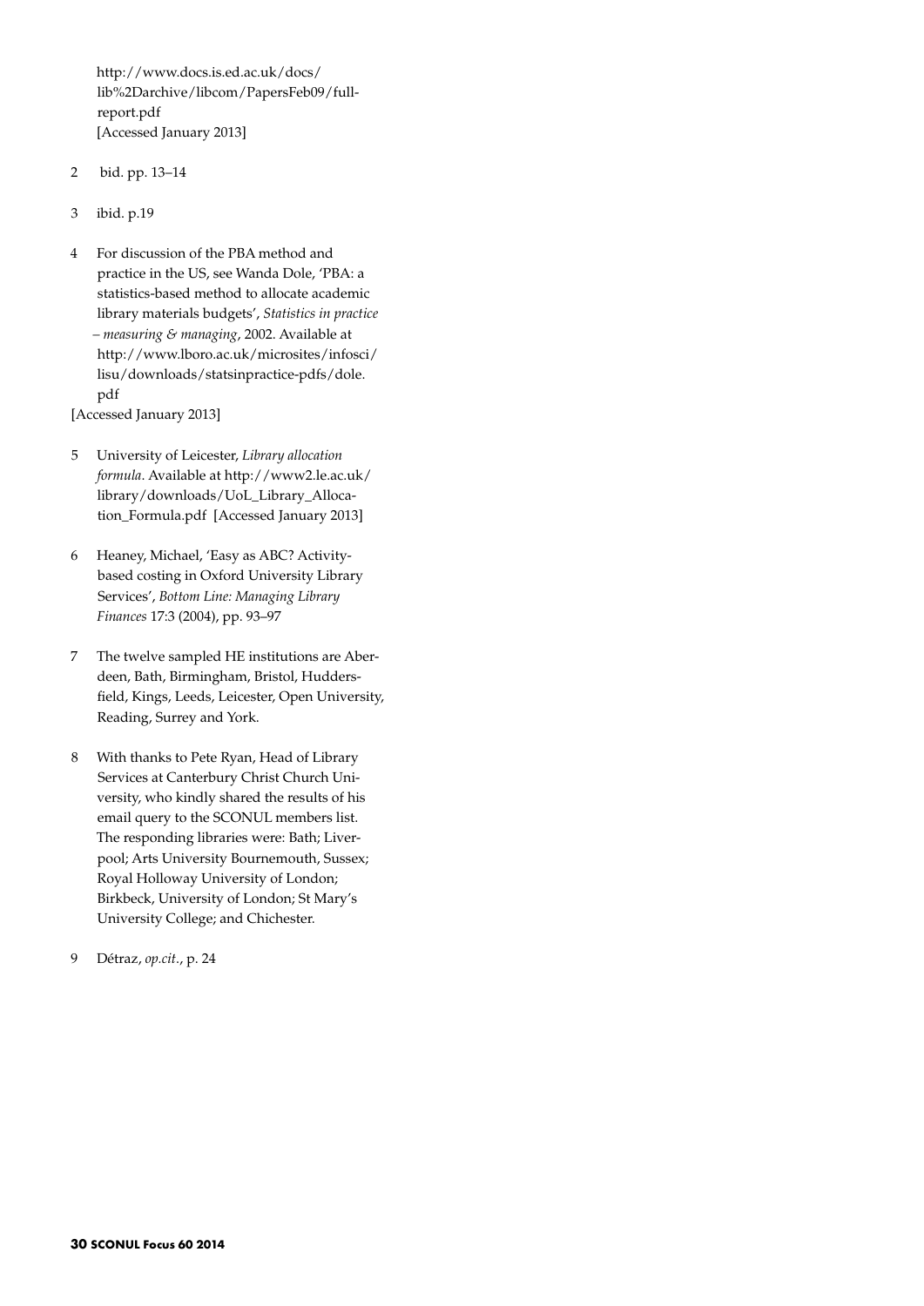http://www.docs.is.ed.ac.uk/docs/lib%2Darchive/libcom/PapersFeb09/full-report.pdf
[Accessed January 2013]

2 bid. pp. 13–14

3 ibid. p.19

4 For discussion of the PBA method and practice in the US, see Wanda Dole, 'PBA: a statistics-based method to allocate academic library materials budgets', *Statistics in practice – measuring & managing*, 2002. Available at http://www.lboro.ac.uk/microsites/infosci/lisu/downloads/statsinpractice-pdfs/dole.pdf
[Accessed January 2013]

5 University of Leicester, *Library allocation formula*. Available at http://www2.le.ac.uk/library/downloads/UoL_Library_Allocation_Formula.pdf [Accessed January 2013]

6 Heaney, Michael, 'Easy as ABC? Activity-based costing in Oxford University Library Services', *Bottom Line: Managing Library Finances* 17:3 (2004), pp. 93–97

7 The twelve sampled HE institutions are Aberdeen, Bath, Birmingham, Bristol, Huddersfield, Kings, Leeds, Leicester, Open University, Reading, Surrey and York.

8 With thanks to Pete Ryan, Head of Library Services at Canterbury Christ Church University, who kindly shared the results of his email query to the SCONUL members list. The responding libraries were: Bath; Liverpool; Arts University Bournemouth, Sussex; Royal Holloway University of London; Birkbeck, University of London; St Mary's University College; and Chichester.

9 Détraz, *op.cit*., p. 24